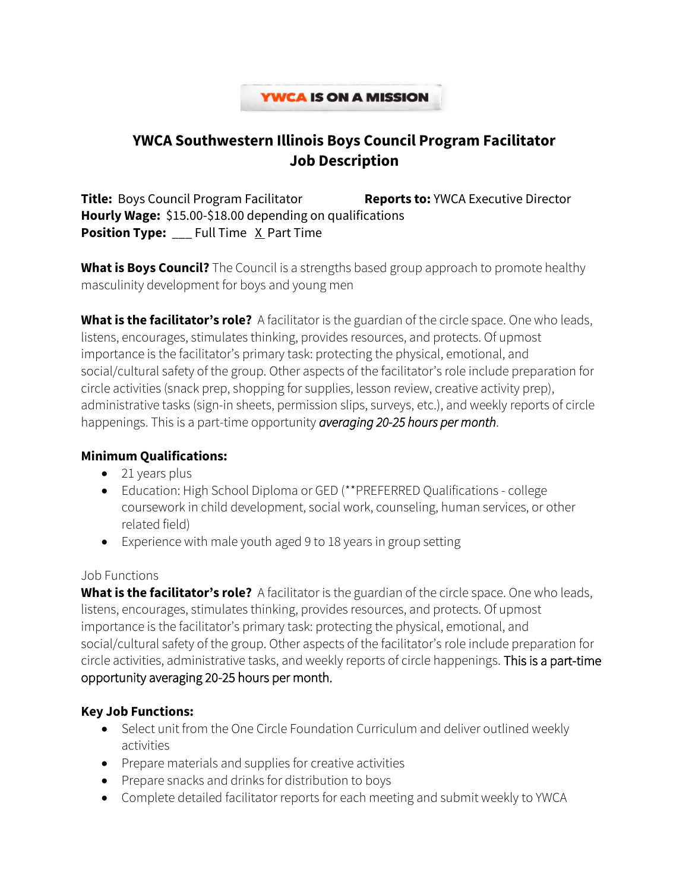**YWCA IS ON A MISSION**

# YWCA Southwestern Illinois Boys Council Program Facilitator Job Description

**Title:** Boys Council Program Facilitator **Reports to:** YWCA Executive Director
**Hourly Wage:** $15.00-$18.00 depending on qualifications
**Position Type:** ___ Full Time X Part Time

**What is Boys Council?** The Council is a strengths based group approach to promote healthy masculinity development for boys and young men

**What is the facilitator's role?** A facilitator is the guardian of the circle space. One who leads, listens, encourages, stimulates thinking, provides resources, and protects. Of upmost importance is the facilitator's primary task: protecting the physical, emotional, and social/cultural safety of the group. Other aspects of the facilitator's role include preparation for circle activities (snack prep, shopping for supplies, lesson review, creative activity prep), administrative tasks (sign-in sheets, permission slips, surveys, etc.), and weekly reports of circle happenings. This is a part-time opportunity ***averaging 20-25 hours per month***.

**Minimum Qualifications:**

- 21 years plus
- Education: High School Diploma or GED (**PREFERRED Qualifications - college coursework in child development, social work, counseling, human services, or other related field)
- Experience with male youth aged 9 to 18 years in group setting

Job Functions

**What is the facilitator's role?** A facilitator is the guardian of the circle space. One who leads, listens, encourages, stimulates thinking, provides resources, and protects. Of upmost importance is the facilitator's primary task: protecting the physical, emotional, and social/cultural safety of the group. Other aspects of the facilitator's role include preparation for circle activities, administrative tasks, and weekly reports of circle happenings. This is a part-time opportunity averaging 20-25 hours per month.

**Key Job Functions:**

- Select unit from the One Circle Foundation Curriculum and deliver outlined weekly activities
- Prepare materials and supplies for creative activities
- Prepare snacks and drinks for distribution to boys
- Complete detailed facilitator reports for each meeting and submit weekly to YWCA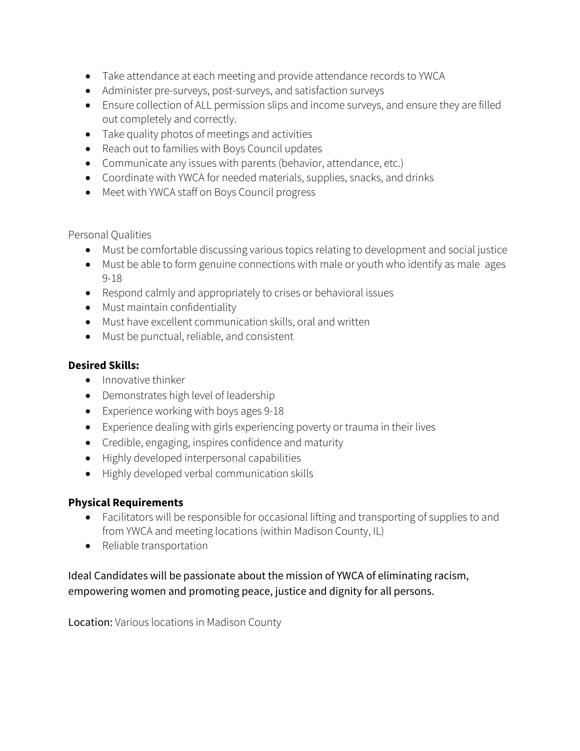- Take attendance at each meeting and provide attendance records to YWCA
- Administer pre-surveys, post-surveys, and satisfaction surveys
- Ensure collection of ALL permission slips and income surveys, and ensure they are filled out completely and correctly.
- Take quality photos of meetings and activities
- Reach out to families with Boys Council updates
- Communicate any issues with parents (behavior, attendance, etc.)
- Coordinate with YWCA for needed materials, supplies, snacks, and drinks
- Meet with YWCA staff on Boys Council progress

Personal Qualities

- Must be comfortable discussing various topics relating to development and social justice
- Must be able to form genuine connections with male or youth who identify as male ages 9-18
- Respond calmly and appropriately to crises or behavioral issues
- Must maintain confidentiality
- Must have excellent communication skills, oral and written
- Must be punctual, reliable, and consistent

**Desired Skills:**

- Innovative thinker
- Demonstrates high level of leadership
- Experience working with boys ages 9-18
- Experience dealing with girls experiencing poverty or trauma in their lives
- Credible, engaging, inspires confidence and maturity
- Highly developed interpersonal capabilities
- Highly developed verbal communication skills

**Physical Requirements**

- Facilitators will be responsible for occasional lifting and transporting of supplies to and from YWCA and meeting locations (within Madison County, IL)
- Reliable transportation

Ideal Candidates will be passionate about the mission of YWCA of eliminating racism, empowering women and promoting peace, justice and dignity for all persons.

Location: Various locations in Madison County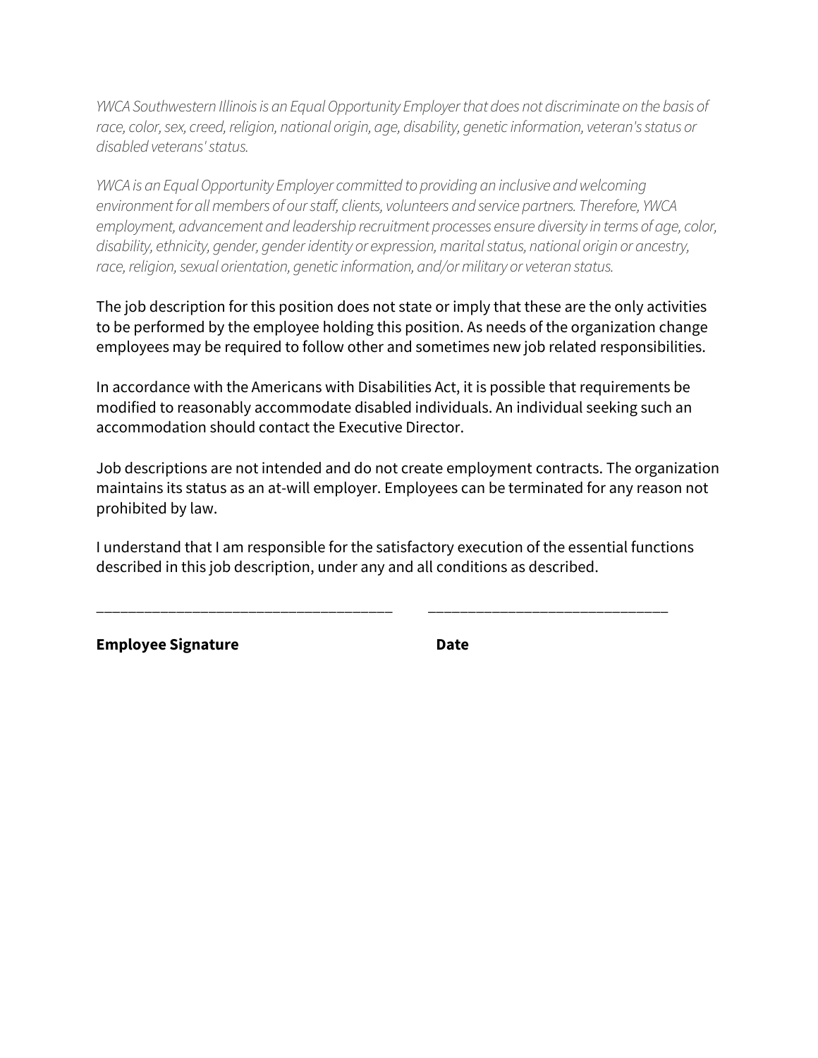*YWCA Southwestern Illinois is an Equal Opportunity Employer that does not discriminate on the basis of race, color, sex, creed, religion, national origin, age, disability, genetic information, veteran's status or disabled veterans' status.*

*YWCA is an Equal Opportunity Employer committed to providing an inclusive and welcoming environment for all members of our staff, clients, volunteers and service partners. Therefore, YWCA employment, advancement and leadership recruitment processes ensure diversity in terms of age, color, disability, ethnicity, gender, gender identity or expression, marital status, national origin or ancestry, race, religion, sexual orientation, genetic information, and/or military or veteran status.*

The job description for this position does not state or imply that these are the only activities to be performed by the employee holding this position. As needs of the organization change employees may be required to follow other and sometimes new job related responsibilities.

In accordance with the Americans with Disabilities Act, it is possible that requirements be modified to reasonably accommodate disabled individuals. An individual seeking such an accommodation should contact the Executive Director.

Job descriptions are not intended and do not create employment contracts. The organization maintains its status as an at-will employer. Employees can be terminated for any reason not prohibited by law.

I understand that I am responsible for the satisfactory execution of the essential functions described in this job description, under any and all conditions as described.

_____________________________________ ______________________________

**Employee Signature** **Date**